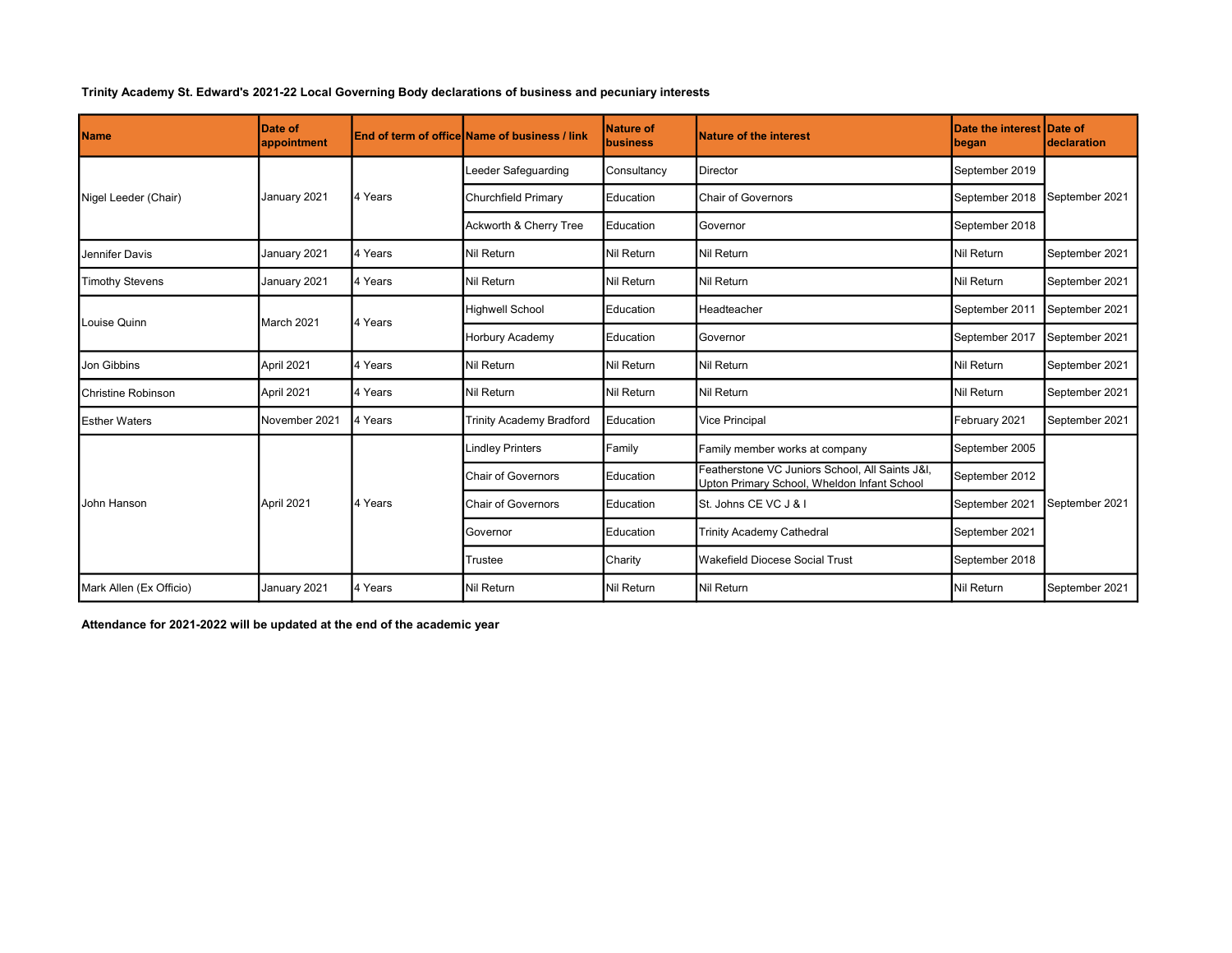**Trinity Academy St. Edward's 2021-22 Local Governing Body declarations of business and pecuniary interests**

| Name | Date of appointment | End of term of office | Name of business / link | Nature of business | Nature of the interest | Date the interest began | Date of declaration |
|---|---|---|---|---|---|---|---|
| Nigel Leeder (Chair) | January 2021 | 4 Years | Leeder Safeguarding | Consultancy | Director | September 2019 | September 2021 |
| | | | Churchfield Primary | Education | Chair of Governors | September 2018 | |
| | | | Ackworth & Cherry Tree | Education | Governor | September 2018 | |
| Jennifer Davis | January 2021 | 4 Years | Nil Return | Nil Return | Nil Return | Nil Return | September 2021 |
| Timothy Stevens | January 2021 | 4 Years | Nil Return | Nil Return | Nil Return | Nil Return | September 2021 |
| Louise Quinn | March 2021 | 4 Years | Highwell School | Education | Headteacher | September 2011 | September 2021 |
| | | | Horbury Academy | Education | Governor | September 2017 | September 2021 |
| Jon Gibbins | April 2021 | 4 Years | Nil Return | Nil Return | Nil Return | Nil Return | September 2021 |
| Christine Robinson | April 2021 | 4 Years | Nil Return | Nil Return | Nil Return | Nil Return | September 2021 |
| Esther Waters | November 2021 | 4 Years | Trinity Academy Bradford | Education | Vice Principal | February 2021 | September 2021 |
| John Hanson | April 2021 | 4 Years | Lindley Printers | Family | Family member works at company | September 2005 | September 2021 |
| | | | Chair of Governors | Education | Featherstone VC Juniors School, All Saints J&I, Upton Primary School, Wheldon Infant School | September 2012 | |
| | | | Chair of Governors | Education | St. Johns CE VC J & I | September 2021 | |
| | | | Governor | Education | Trinity Academy Cathedral | September 2021 | |
| | | | Trustee | Charity | Wakefield Diocese Social Trust | September 2018 | |
| Mark Allen (Ex Officio) | January 2021 | 4 Years | Nil Return | Nil Return | Nil Return | Nil Return | September 2021 |

**Attendance for 2021-2022 will be updated at the end of the academic year**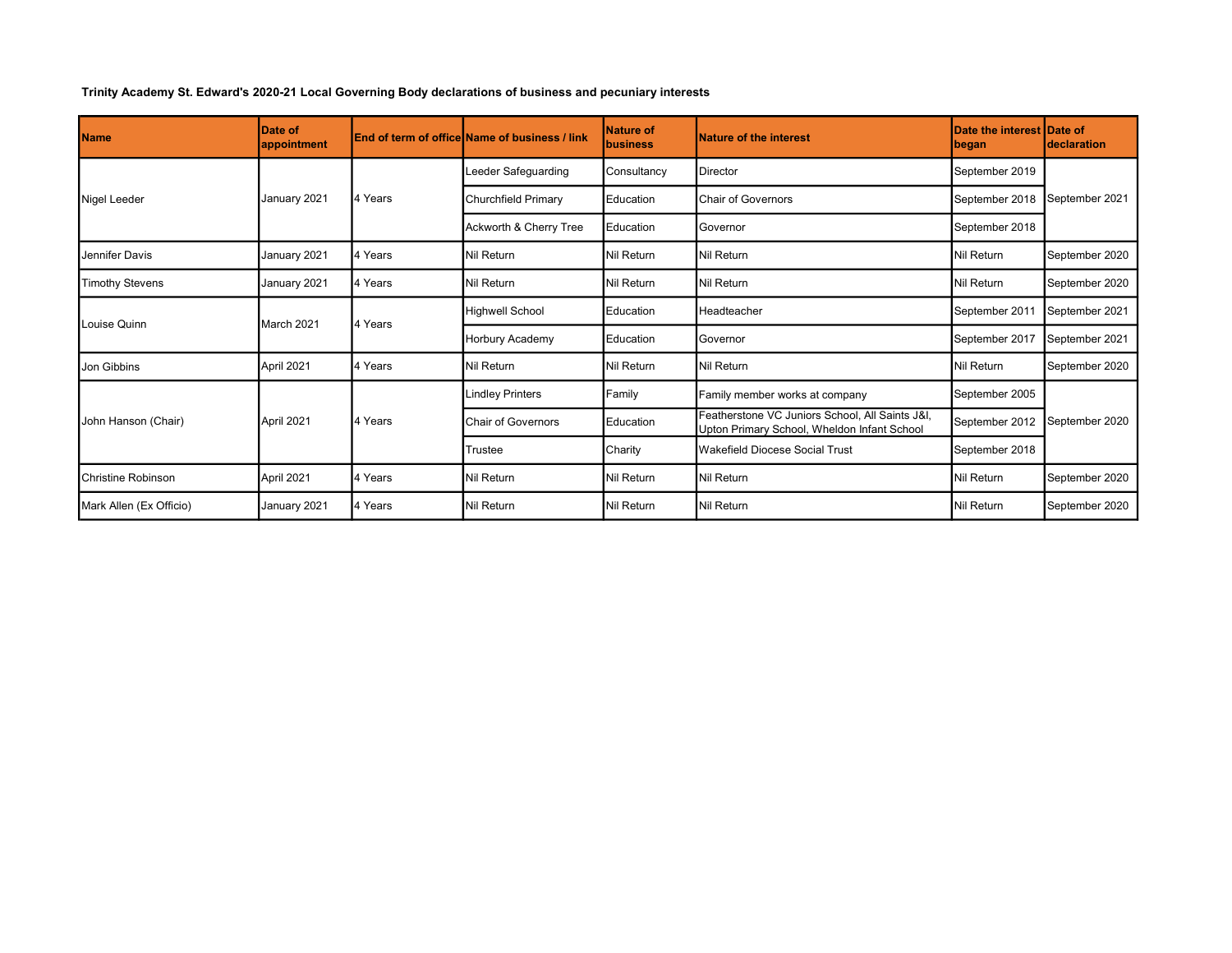**Trinity Academy St. Edward's 2020-21 Local Governing Body declarations of business and pecuniary interests**

| Name | Date of appointment | End of term of office | Name of business / link | Nature of business | Nature of the interest | Date the interest began | Date of declaration |
|---|---|---|---|---|---|---|---|
| Nigel Leeder | January 2021 | 4 Years | Leeder Safeguarding | Consultancy | Director | September 2019 | September 2021 |
| | | | Churchfield Primary | Education | Chair of Governors | September 2018 | |
| | | | Ackworth & Cherry Tree | Education | Governor | September 2018 | |
| Jennifer Davis | January 2021 | 4 Years | Nil Return | Nil Return | Nil Return | Nil Return | September 2020 |
| Timothy Stevens | January 2021 | 4 Years | Nil Return | Nil Return | Nil Return | Nil Return | September 2020 |
| Louise Quinn | March 2021 | 4 Years | Highwell School | Education | Headteacher | September 2011 | September 2021 |
| | | | Horbury Academy | Education | Governor | September 2017 | September 2021 |
| Jon Gibbins | April 2021 | 4 Years | Nil Return | Nil Return | Nil Return | Nil Return | September 2020 |
| John Hanson (Chair) | April 2021 | 4 Years | Lindley Printers | Family | Family member works at company | September 2005 | September 2020 |
| | | | Chair of Governors | Education | Featherstone VC Juniors School, All Saints J&I, Upton Primary School, Wheldon Infant School | September 2012 | |
| | | | Trustee | Charity | Wakefield Diocese Social Trust | September 2018 | |
| Christine Robinson | April 2021 | 4 Years | Nil Return | Nil Return | Nil Return | Nil Return | September 2020 |
| Mark Allen (Ex Officio) | January 2021 | 4 Years | Nil Return | Nil Return | Nil Return | Nil Return | September 2020 |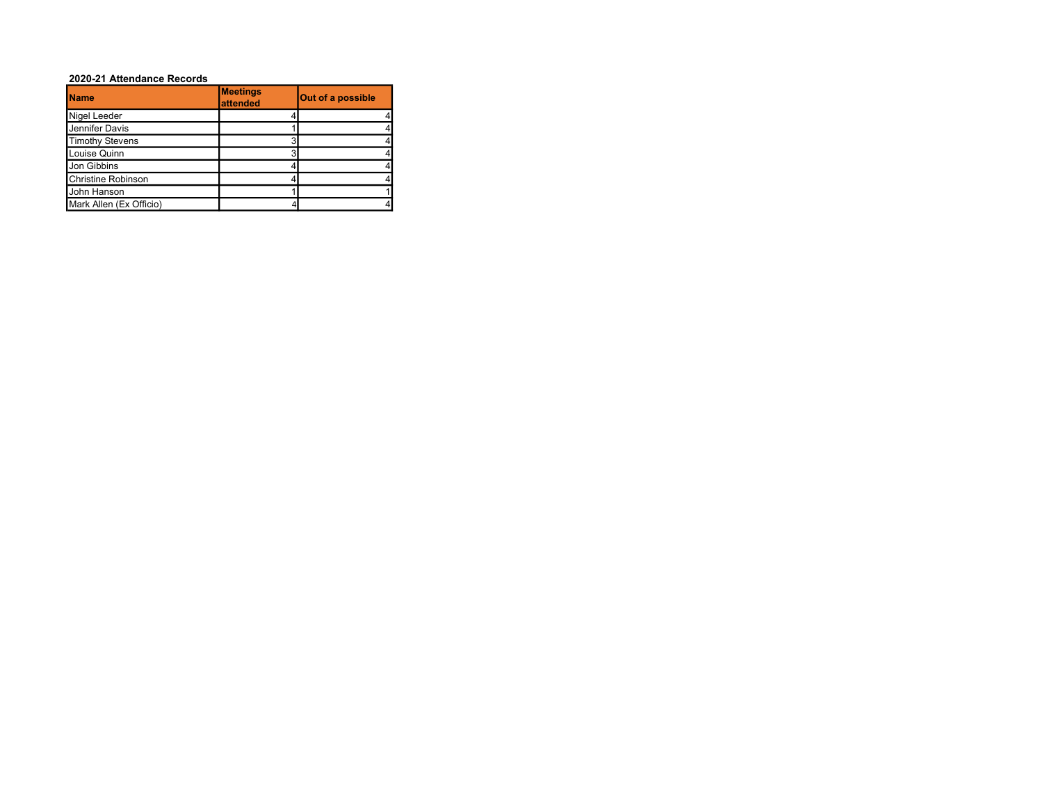**2020-21 Attendance Records**

| Name | Meetings attended | Out of a possible |
| --- | --- | --- |
| Nigel Leeder | 4 | 4 |
| Jennifer Davis | 1 | 4 |
| Timothy Stevens | 3 | 4 |
| Louise Quinn | 3 | 4 |
| Jon Gibbins | 4 | 4 |
| Christine Robinson | 4 | 4 |
| John Hanson | 1 | 1 |
| Mark Allen (Ex Officio) | 4 | 4 |